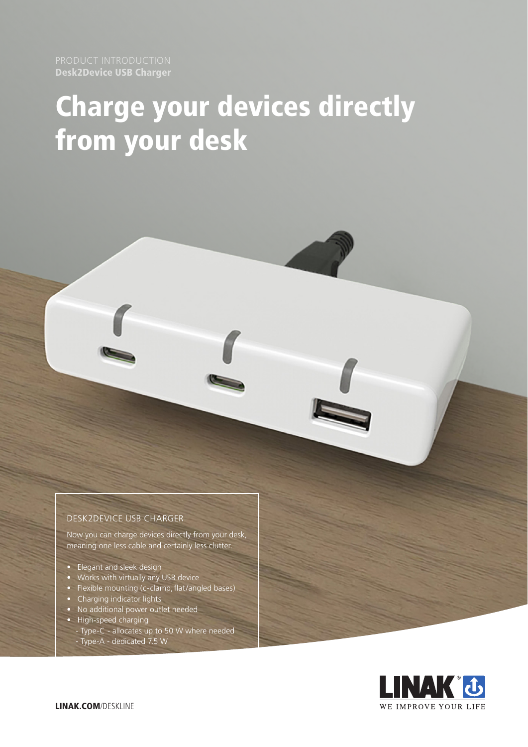PRODUCT INTRODUCTION
**Desk2Device USB Charger**

# Charge your devices directly from your desk

## DESK2DEVICE USB CHARGER

Now you can charge devices directly from your desk, meaning one less cable and certainly less clutter.

- Elegant and sleek design
- Works with virtually any USB device
- Flexible mounting (c-clamp, flat/angled bases)
- Charging indicator lights
- No additional power outlet needed
- High-speed charging
  - Type-C - allocates up to 50 W where needed
  - Type-A - dedicated 7.5 W

LINAK® WE IMPROVE YOUR LIFE

**LINAK.COM**/DESKLINE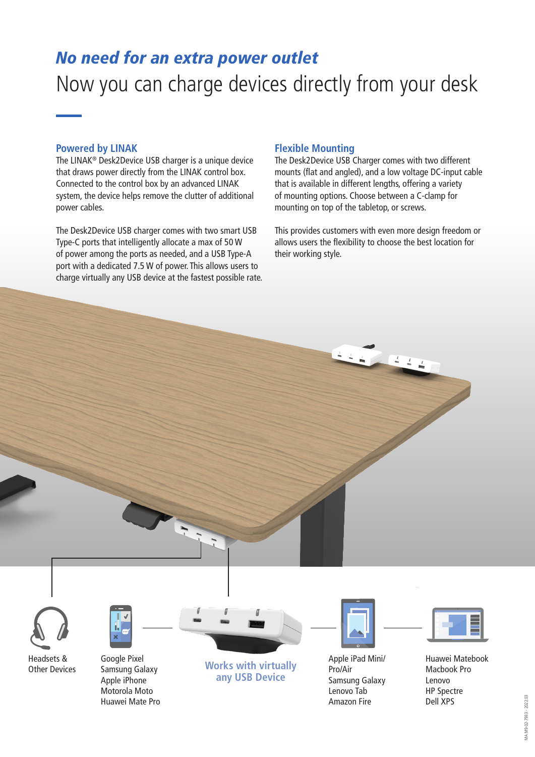## *No need for an extra power outlet*

# Now you can charge devices directly from your desk

### Powered by LINAK

The LINAK® Desk2Device USB charger is a unique device that draws power directly from the LINAK control box. Connected to the control box by an advanced LINAK system, the device helps remove the clutter of additional power cables.

The Desk2Device USB charger comes with two smart USB Type-C ports that intelligently allocate a max of 50 W of power among the ports as needed, and a USB Type-A port with a dedicated 7.5 W of power. This allows users to charge virtually any USB device at the fastest possible rate.

### Flexible Mounting

The Desk2Device USB Charger comes with two different mounts (flat and angled), and a low voltage DC-input cable that is available in different lengths, offering a variety of mounting options. Choose between a C-clamp for mounting on top of the tabletop, or screws.

This provides customers with even more design freedom or allows users the flexibility to choose the best location for their working style.

Headsets & Other Devices

Google Pixel
Samsung Galaxy
Apple iPhone
Motorola Moto
Huawei Mate Pro

**Works with virtually any USB Device**

Apple iPad Mini/ Pro/Air
Samsung Galaxy
Lenovo Tab
Amazon Fire

Huawei Matebook
Macbook Pro
Lenovo
HP Spectre
Dell XPS

MA M9-02-7933 · 2022-03